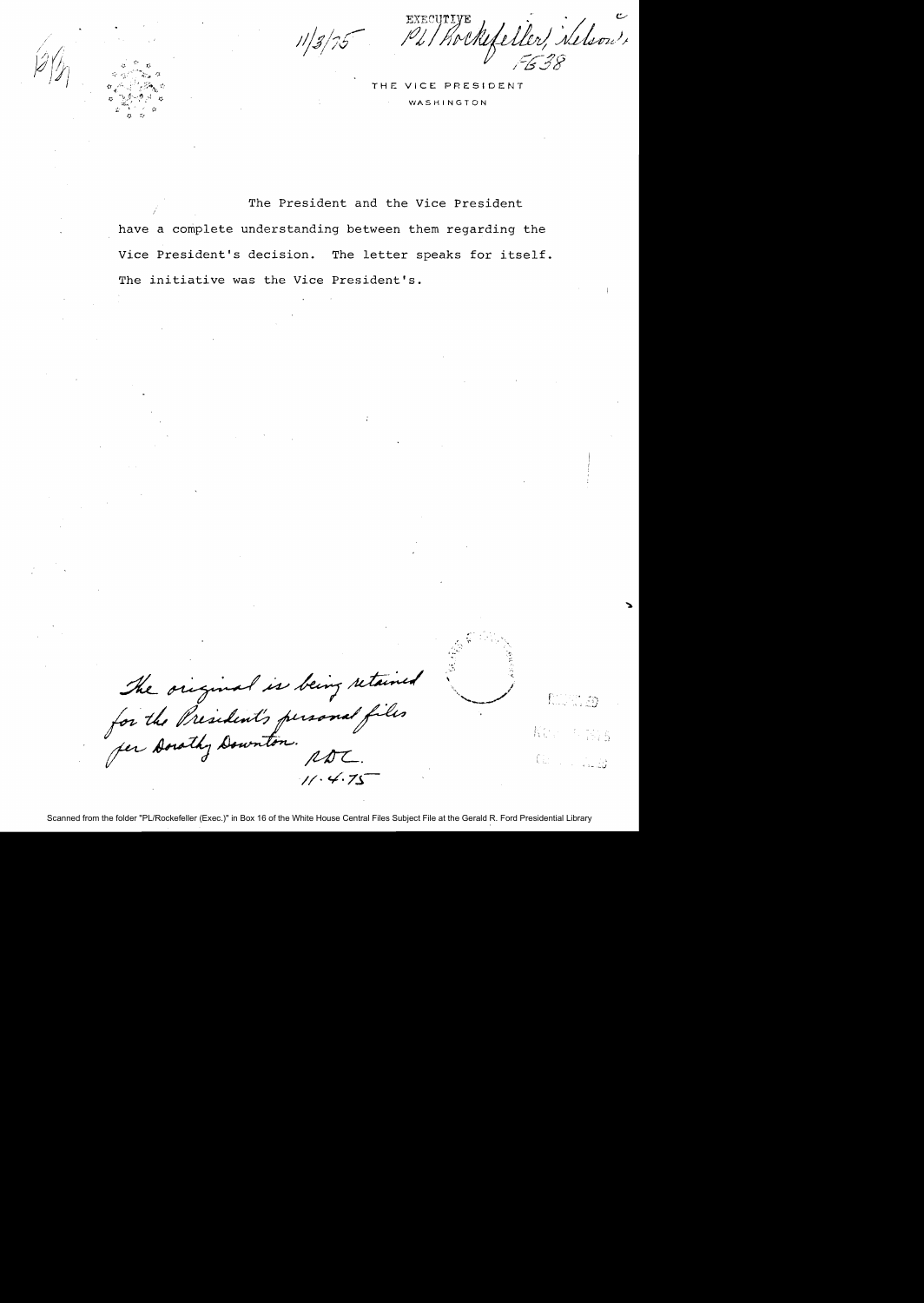11/3/75

EXECUTIVE
PL/Rockefeller, Nelson
FG38

THE VICE PRESIDENT
WASHINGTON

The President and the Vice President have a complete understanding between them regarding the Vice President's decision. The letter speaks for itself. The initiative was the Vice President's.

The original is being retained for the President's personal files per Dorothy Downton. RDC. 11.4.75

Scanned from the folder "PL/Rockefeller (Exec.)" in Box 16 of the White House Central Files Subject File at the Gerald R. Ford Presidential Library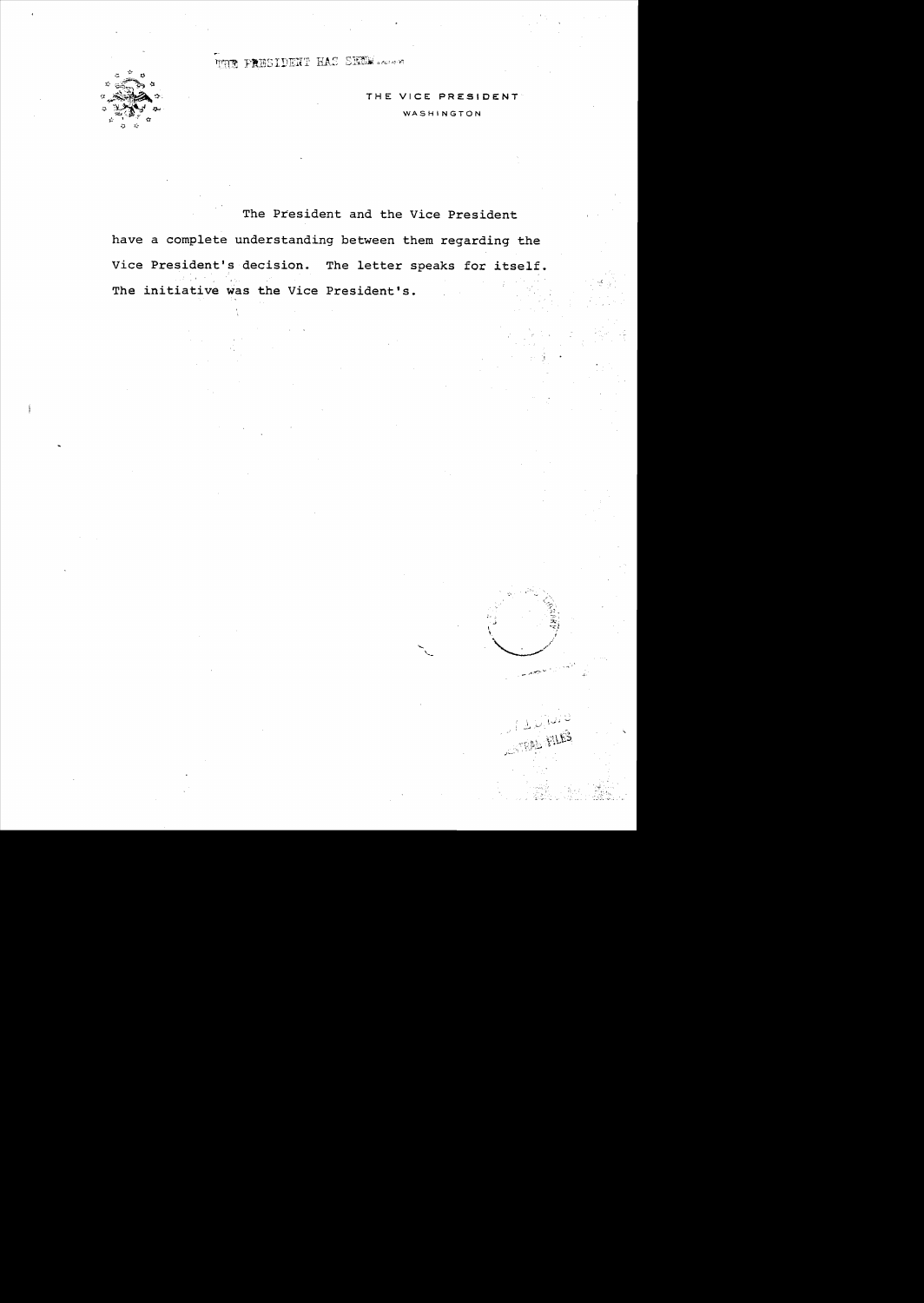THE PRESIDENT HAS SEEN

THE VICE PRESIDENT
WASHINGTON

The President and the Vice President have a complete understanding between them regarding the Vice President's decision. The letter speaks for itself. The initiative was the Vice President's.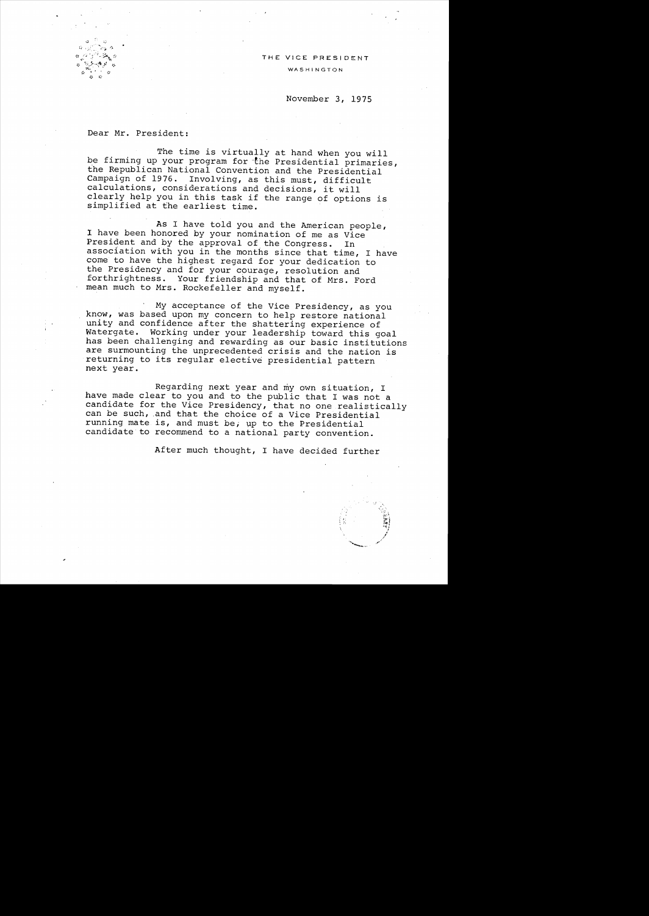THE VICE PRESIDENT

WASHINGTON

November 3, 1975

Dear Mr. President:

The time is virtually at hand when you will be firming up your program for the Presidential primaries, the Republican National Convention and the Presidential Campaign of 1976. Involving, as this must, difficult calculations, considerations and decisions, it will clearly help you in this task if the range of options is simplified at the earliest time.

As I have told you and the American people, I have been honored by your nomination of me as Vice President and by the approval of the Congress. In association with you in the months since that time, I have come to have the highest regard for your dedication to the Presidency and for your courage, resolution and forthrightness. Your friendship and that of Mrs. Ford mean much to Mrs. Rockefeller and myself.

My acceptance of the Vice Presidency, as you know, was based upon my concern to help restore national unity and confidence after the shattering experience of Watergate. Working under your leadership toward this goal has been challenging and rewarding as our basic institutions are surmounting the unprecedented crisis and the nation is returning to its regular elective presidential pattern next year.

Regarding next year and my own situation, I have made clear to you and to the public that I was not a candidate for the Vice Presidency, that no one realistically can be such, and that the choice of a Vice Presidential running mate is, and must be, up to the Presidential candidate to recommend to a national party convention.

After much thought, I have decided further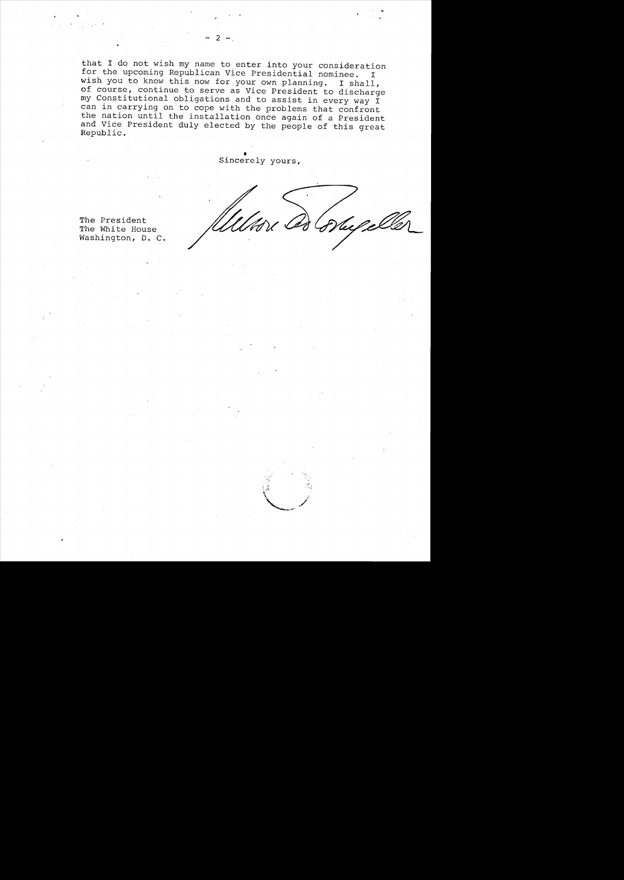that I do not wish my name to enter into your consideration for the upcoming Republican Vice Presidential nominee. I wish you to know this now for your own planning. I shall, of course, continue to serve as Vice President to discharge my Constitutional obligations and to assist in every way I can in carrying on to cope with the problems that confront the nation until the installation once again of a President and Vice President duly elected by the people of this great Republic.

Sincerely yours,

Nelson A. Rockefeller

The President
The White House
Washington, D. C.